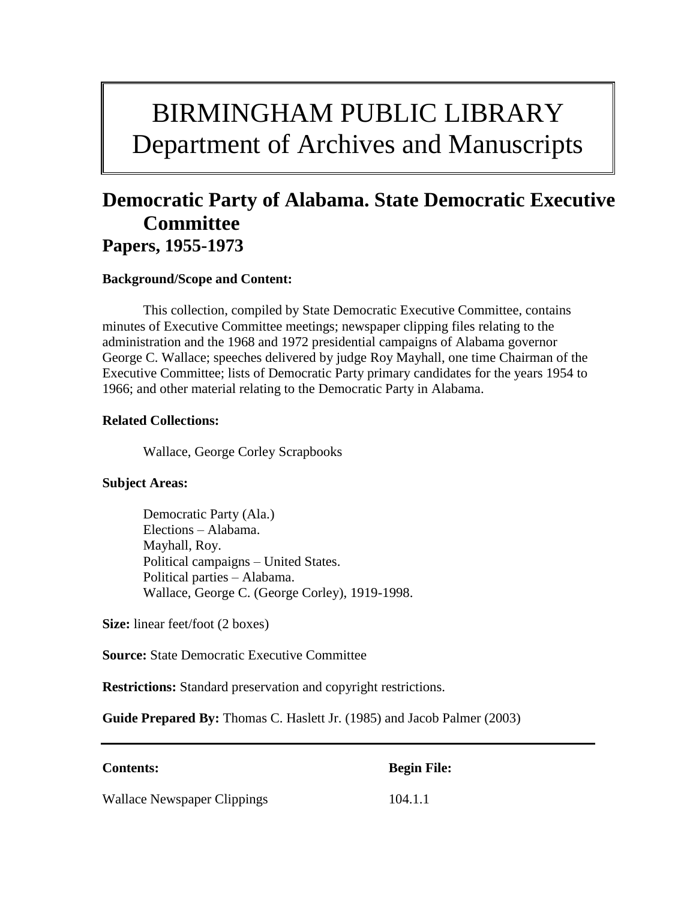# BIRMINGHAM PUBLIC LIBRARY
# Department of Archives and Manuscripts

## Democratic Party of Alabama. State Democratic Executive Committee
## Papers, 1955-1973

**Background/Scope and Content:**

This collection, compiled by State Democratic Executive Committee, contains minutes of Executive Committee meetings; newspaper clipping files relating to the administration and the 1968 and 1972 presidential campaigns of Alabama governor George C. Wallace; speeches delivered by judge Roy Mayhall, one time Chairman of the Executive Committee; lists of Democratic Party primary candidates for the years 1954 to 1966; and other material relating to the Democratic Party in Alabama.

**Related Collections:**

Wallace, George Corley Scrapbooks

**Subject Areas:**

Democratic Party (Ala.)
Elections – Alabama.
Mayhall, Roy.
Political campaigns – United States.
Political parties – Alabama.
Wallace, George C. (George Corley), 1919-1998.

**Size:** linear feet/foot (2 boxes)

**Source:** State Democratic Executive Committee

**Restrictions:** Standard preservation and copyright restrictions.

**Guide Prepared By:** Thomas C. Haslett Jr. (1985) and Jacob Palmer (2003)

---

| **Contents:** | **Begin File:** |
|---|---|
| Wallace Newspaper Clippings | 104.1.1 |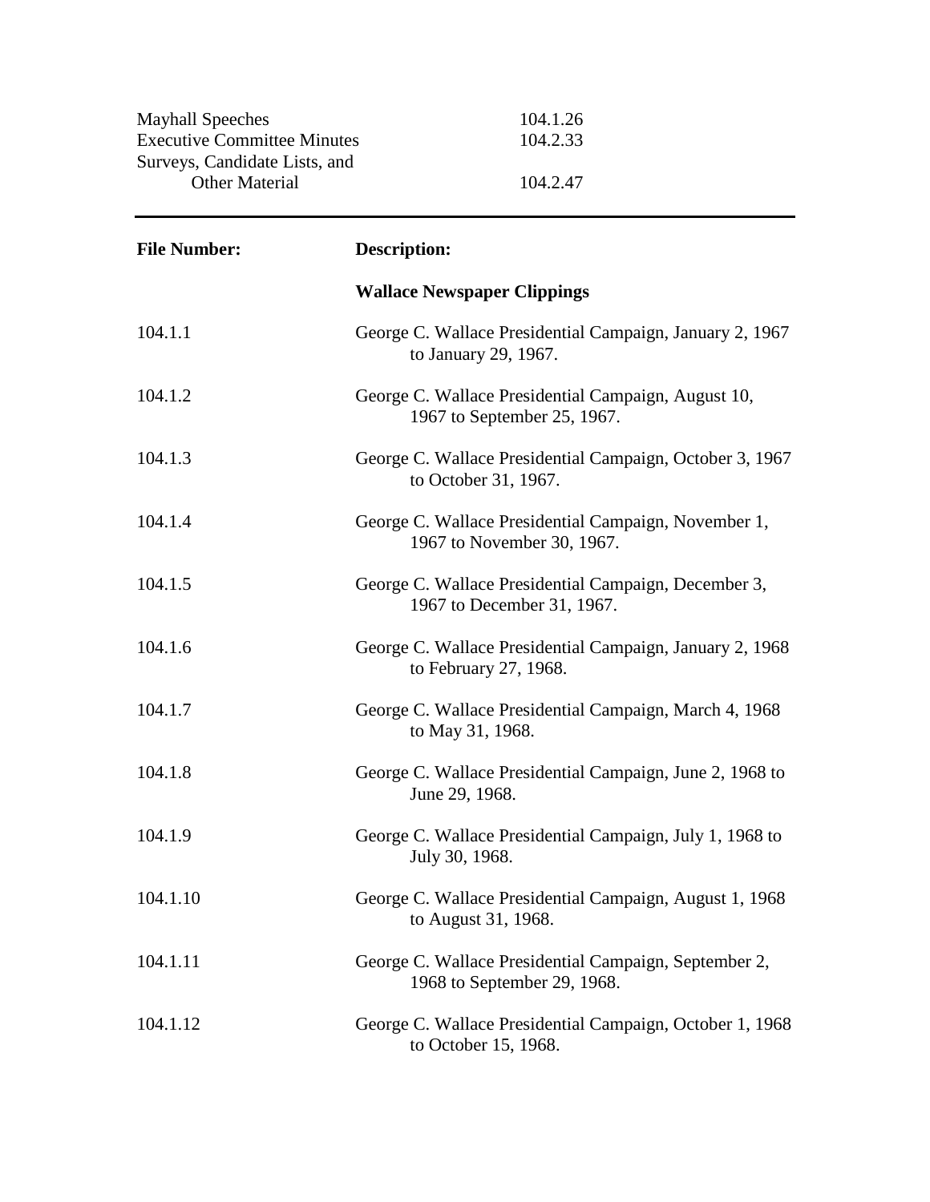| | |
|---|---|
| Mayhall Speeches | 104.1.26 |
| Executive Committee Minutes | 104.2.33 |
| Surveys, Candidate Lists, and Other Material | 104.2.47 |

---

| File Number: | Description: |
|---|---|
| | **Wallace Newspaper Clippings** |
| 104.1.1 | George C. Wallace Presidential Campaign, January 2, 1967 to January 29, 1967. |
| 104.1.2 | George C. Wallace Presidential Campaign, August 10, 1967 to September 25, 1967. |
| 104.1.3 | George C. Wallace Presidential Campaign, October 3, 1967 to October 31, 1967. |
| 104.1.4 | George C. Wallace Presidential Campaign, November 1, 1967 to November 30, 1967. |
| 104.1.5 | George C. Wallace Presidential Campaign, December 3, 1967 to December 31, 1967. |
| 104.1.6 | George C. Wallace Presidential Campaign, January 2, 1968 to February 27, 1968. |
| 104.1.7 | George C. Wallace Presidential Campaign, March 4, 1968 to May 31, 1968. |
| 104.1.8 | George C. Wallace Presidential Campaign, June 2, 1968 to June 29, 1968. |
| 104.1.9 | George C. Wallace Presidential Campaign, July 1, 1968 to July 30, 1968. |
| 104.1.10 | George C. Wallace Presidential Campaign, August 1, 1968 to August 31, 1968. |
| 104.1.11 | George C. Wallace Presidential Campaign, September 2, 1968 to September 29, 1968. |
| 104.1.12 | George C. Wallace Presidential Campaign, October 1, 1968 to October 15, 1968. |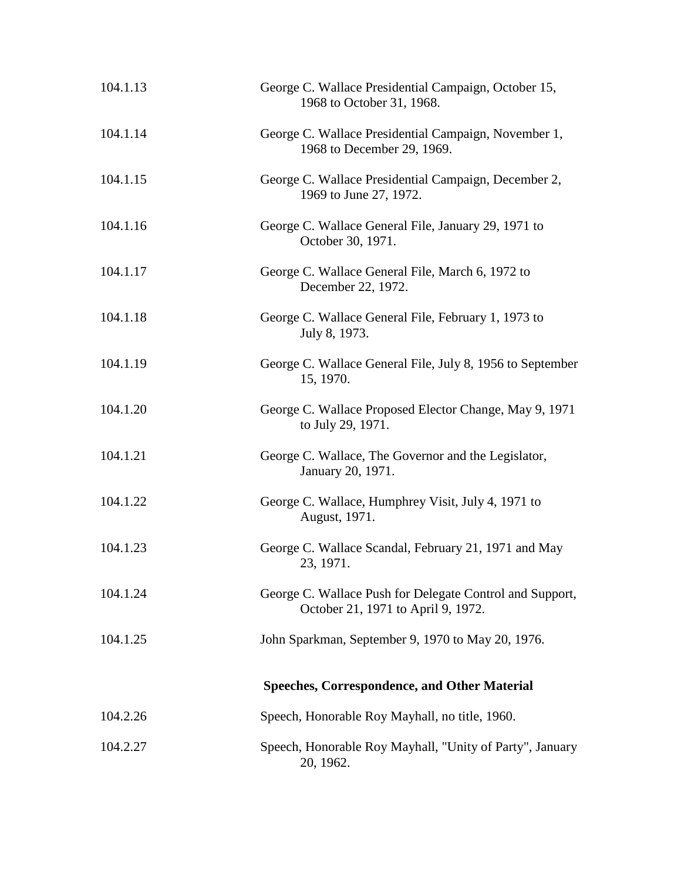| | |
|---|---|
| 104.1.13 | George C. Wallace Presidential Campaign, October 15, 1968 to October 31, 1968. |
| 104.1.14 | George C. Wallace Presidential Campaign, November 1, 1968 to December 29, 1969. |
| 104.1.15 | George C. Wallace Presidential Campaign, December 2, 1969 to June 27, 1972. |
| 104.1.16 | George C. Wallace General File, January 29, 1971 to October 30, 1971. |
| 104.1.17 | George C. Wallace General File, March 6, 1972 to December 22, 1972. |
| 104.1.18 | George C. Wallace General File, February 1, 1973 to July 8, 1973. |
| 104.1.19 | George C. Wallace General File, July 8, 1956 to September 15, 1970. |
| 104.1.20 | George C. Wallace Proposed Elector Change, May 9, 1971 to July 29, 1971. |
| 104.1.21 | George C. Wallace, The Governor and the Legislator, January 20, 1971. |
| 104.1.22 | George C. Wallace, Humphrey Visit, July 4, 1971 to August, 1971. |
| 104.1.23 | George C. Wallace Scandal, February 21, 1971 and May 23, 1971. |
| 104.1.24 | George C. Wallace Push for Delegate Control and Support, October 21, 1971 to April 9, 1972. |
| 104.1.25 | John Sparkman, September 9, 1970 to May 20, 1976. |

**Speeches, Correspondence, and Other Material**

| | |
|---|---|
| 104.2.26 | Speech, Honorable Roy Mayhall, no title, 1960. |
| 104.2.27 | Speech, Honorable Roy Mayhall, "Unity of Party", January 20, 1962. |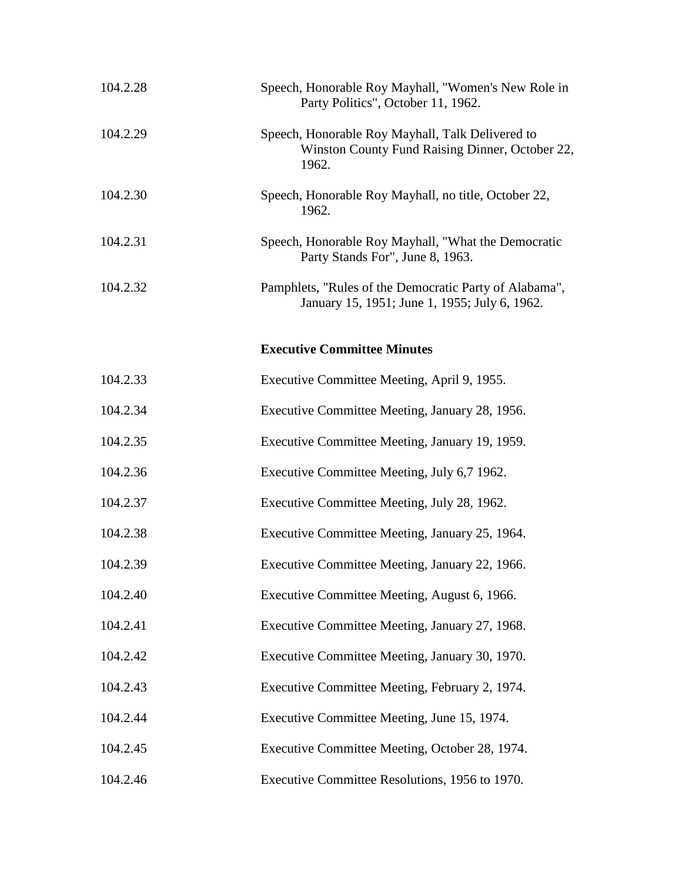| | |
|---|---|
| 104.2.28 | Speech, Honorable Roy Mayhall, "Women's New Role in Party Politics", October 11, 1962. |
| 104.2.29 | Speech, Honorable Roy Mayhall, Talk Delivered to Winston County Fund Raising Dinner, October 22, 1962. |
| 104.2.30 | Speech, Honorable Roy Mayhall, no title, October 22, 1962. |
| 104.2.31 | Speech, Honorable Roy Mayhall, "What the Democratic Party Stands For", June 8, 1963. |
| 104.2.32 | Pamphlets, "Rules of the Democratic Party of Alabama", January 15, 1951; June 1, 1955; July 6, 1962. |

**Executive Committee Minutes**

| | |
|---|---|
| 104.2.33 | Executive Committee Meeting, April 9, 1955. |
| 104.2.34 | Executive Committee Meeting, January 28, 1956. |
| 104.2.35 | Executive Committee Meeting, January 19, 1959. |
| 104.2.36 | Executive Committee Meeting, July 6,7 1962. |
| 104.2.37 | Executive Committee Meeting, July 28, 1962. |
| 104.2.38 | Executive Committee Meeting, January 25, 1964. |
| 104.2.39 | Executive Committee Meeting, January 22, 1966. |
| 104.2.40 | Executive Committee Meeting, August 6, 1966. |
| 104.2.41 | Executive Committee Meeting, January 27, 1968. |
| 104.2.42 | Executive Committee Meeting, January 30, 1970. |
| 104.2.43 | Executive Committee Meeting, February 2, 1974. |
| 104.2.44 | Executive Committee Meeting, June 15, 1974. |
| 104.2.45 | Executive Committee Meeting, October 28, 1974. |
| 104.2.46 | Executive Committee Resolutions, 1956 to 1970. |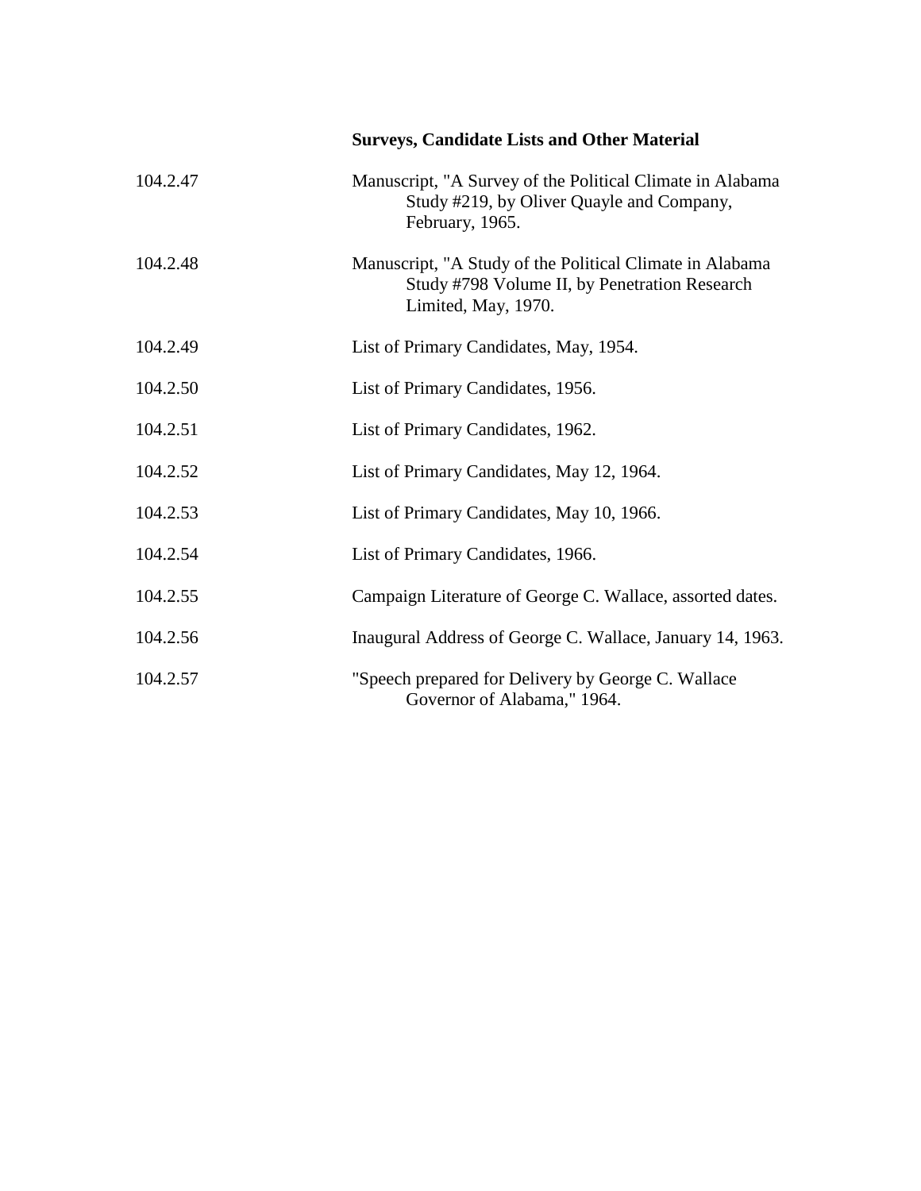### Surveys, Candidate Lists and Other Material

| | |
|---|---|
| 104.2.47 | Manuscript, "A Survey of the Political Climate in Alabama Study #219, by Oliver Quayle and Company, February, 1965. |
| 104.2.48 | Manuscript, "A Study of the Political Climate in Alabama Study #798 Volume II, by Penetration Research Limited, May, 1970. |
| 104.2.49 | List of Primary Candidates, May, 1954. |
| 104.2.50 | List of Primary Candidates, 1956. |
| 104.2.51 | List of Primary Candidates, 1962. |
| 104.2.52 | List of Primary Candidates, May 12, 1964. |
| 104.2.53 | List of Primary Candidates, May 10, 1966. |
| 104.2.54 | List of Primary Candidates, 1966. |
| 104.2.55 | Campaign Literature of George C. Wallace, assorted dates. |
| 104.2.56 | Inaugural Address of George C. Wallace, January 14, 1963. |
| 104.2.57 | "Speech prepared for Delivery by George C. Wallace Governor of Alabama," 1964. |